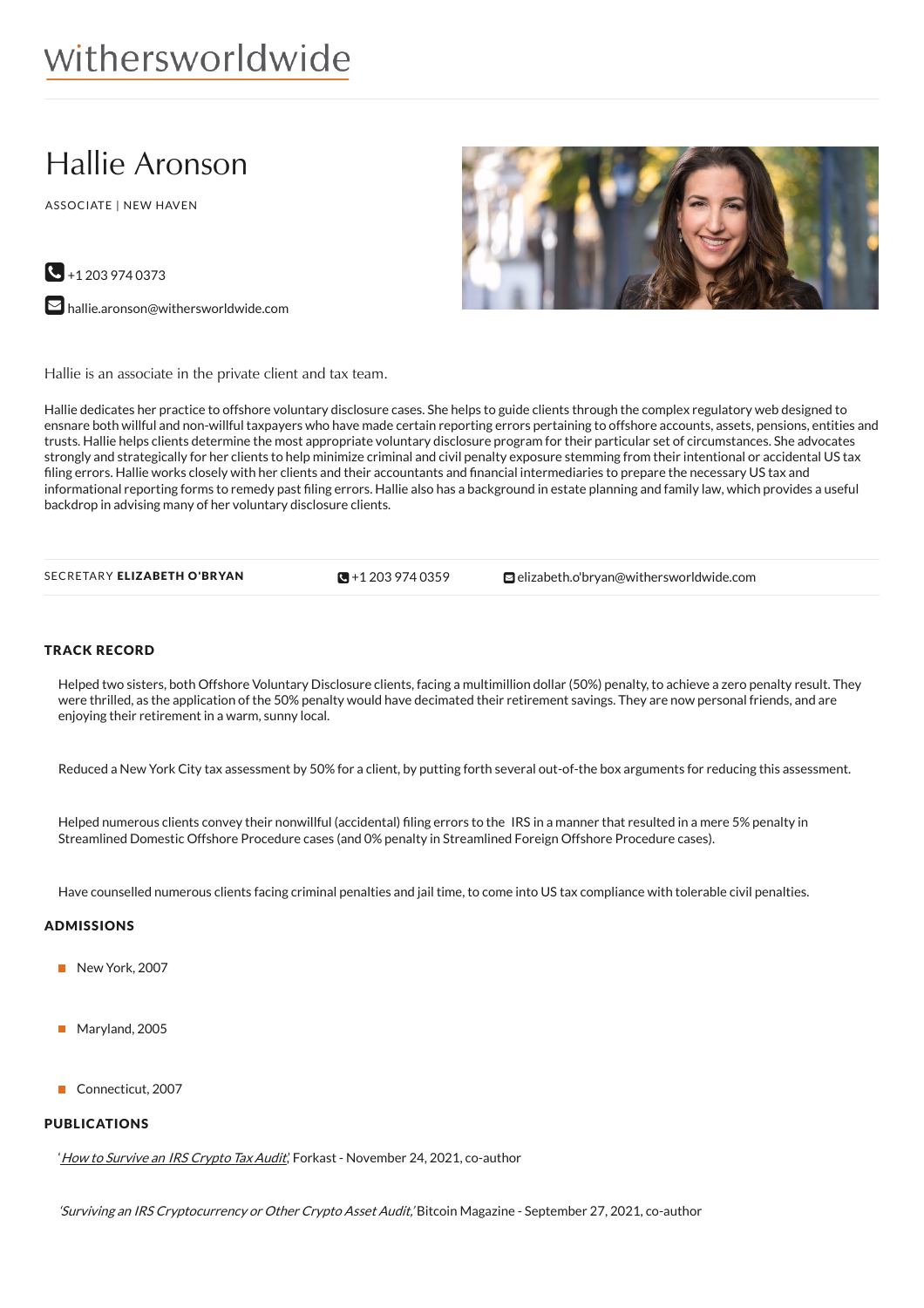withersworldwide

# Hallie Aronson

ASSOCIATE | NEW HAVEN

+1 203 974 0373

hallie.aronson@withersworldwide.com

Hallie is an associate in the private client and tax team.

Hallie dedicates her practice to offshore voluntary disclosure cases. She helps to guide clients through the complex regulatory web designed to ensnare both willful and non-willful taxpayers who have made certain reporting errors pertaining to offshore accounts, assets, pensions, entities and trusts. Hallie helps clients determine the most appropriate voluntary disclosure program for their particular set of circumstances. She advocates strongly and strategically for her clients to help minimize criminal and civil penalty exposure stemming from their intentional or accidental US tax filing errors. Hallie works closely with her clients and their accountants and financial intermediaries to prepare the necessary US tax and informational reporting forms to remedy past filing errors. Hallie also has a background in estate planning and family law, which provides a useful backdrop in advising many of her voluntary disclosure clients.

SECRETARY **ELIZABETH O'BRYAN** | +1 203 974 0359 | elizabeth.o'bryan@withersworldwide.com

## TRACK RECORD

Helped two sisters, both Offshore Voluntary Disclosure clients, facing a multimillion dollar (50%) penalty, to achieve a zero penalty result. They were thrilled, as the application of the 50% penalty would have decimated their retirement savings. They are now personal friends, and are enjoying their retirement in a warm, sunny local.

Reduced a New York City tax assessment by 50% for a client, by putting forth several out-of-the box arguments for reducing this assessment.

Helped numerous clients convey their nonwillful (accidental) filing errors to the IRS in a manner that resulted in a mere 5% penalty in Streamlined Domestic Offshore Procedure cases (and 0% penalty in Streamlined Foreign Offshore Procedure cases).

Have counselled numerous clients facing criminal penalties and jail time, to come into US tax compliance with tolerable civil penalties.

## ADMISSIONS

- New York, 2007
- Maryland, 2005
- Connecticut, 2007

## PUBLICATIONS

'*How to Survive an IRS Crypto Tax Audit*,' Forkast - November 24, 2021, co-author

'*Surviving an IRS Cryptocurrency or Other Crypto Asset Audit,*' Bitcoin Magazine - September 27, 2021, co-author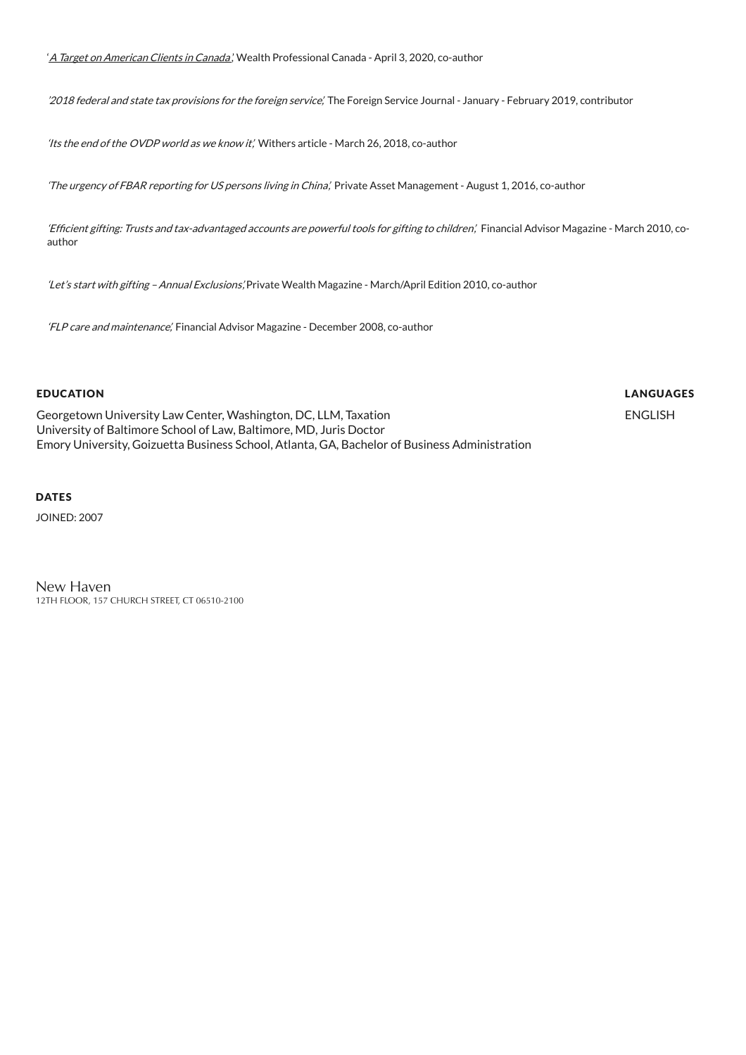'*A Target on American Clients in Canada*,' Wealth Professional Canada - April 3, 2020, co-author

*'2018 federal and state tax provisions for the foreign service,'* The Foreign Service Journal - January - February 2019, contributor

*'Its the end of the OVDP world as we know it,'* Withers article - March 26, 2018, co-author

*'The urgency of FBAR reporting for US persons living in China,'* Private Asset Management - August 1, 2016, co-author

*'Efficient gifting: Trusts and tax-advantaged accounts are powerful tools for gifting to children,'* Financial Advisor Magazine - March 2010, co-author

*'Let's start with gifting – Annual Exclusions,'* Private Wealth Magazine - March/April Edition 2010, co-author

*'FLP care and maintenance,'* Financial Advisor Magazine - December 2008, co-author

## EDUCATION

Georgetown University Law Center, Washington, DC, LLM, Taxation
University of Baltimore School of Law, Baltimore, MD, Juris Doctor
Emory University, Goizuetta Business School, Atlanta, GA, Bachelor of Business Administration

## LANGUAGES

ENGLISH

## DATES

JOINED: 2007

New Haven
12TH FLOOR, 157 CHURCH STREET, CT 06510-2100